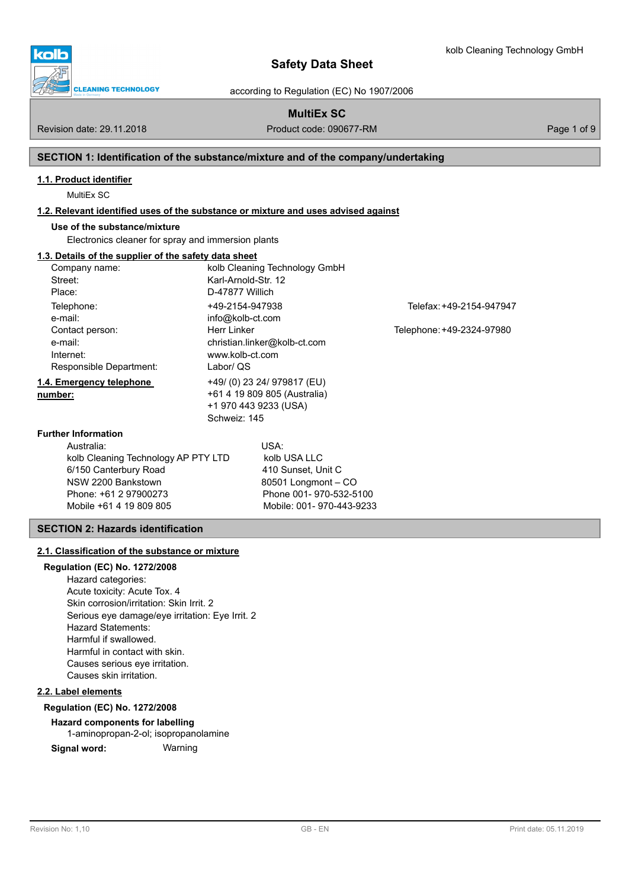# Safety Data Sheet

according to Regulation (EC) No 1907/2006

**MultiEx SC**

Revision date: 29.11.2018 | Product code: 090677-RM

## SECTION 1: Identification of the substance/mixture and of the company/undertaking

### 1.1. Product identifier

MultiEx SC

### 1.2. Relevant identified uses of the substance or mixture and uses advised against

**Use of the substance/mixture**

Electronics cleaner for spray and immersion plants

### 1.3. Details of the supplier of the safety data sheet

| | | |
|---|---|---|
| Company name: | kolb Cleaning Technology GmbH | |
| Street: | Karl-Arnold-Str. 12 | |
| Place: | D-47877 Willich | |
| Telephone: | +49-2154-947938 | Telefax: +49-2154-947947 |
| e-mail: | info@kolb-ct.com | |
| Contact person: | Herr Linker | Telephone: +49-2324-97980 |
| e-mail: | christian.linker@kolb-ct.com | |
| Internet: | www.kolb-ct.com | |
| Responsible Department: | Labor/ QS | |

### 1.4. Emergency telephone number:

+49/ (0) 23 24/ 979817 (EU)
+61 4 19 809 805 (Australia)
+1 970 443 9233 (USA)
Schweiz: 145

**Further Information**

Australia:
kolb Cleaning Technology AP PTY LTD
6/150 Canterbury Road
NSW 2200 Bankstown
Phone: +61 2 97900273
Mobile +61 4 19 809 805

USA:
kolb USA LLC
410 Sunset, Unit C
80501 Longmont – CO
Phone 001- 970-532-5100
Mobile: 001- 970-443-9233

## SECTION 2: Hazards identification

### 2.1. Classification of the substance or mixture

**Regulation (EC) No. 1272/2008**

Hazard categories:
Acute toxicity: Acute Tox. 4
Skin corrosion/irritation: Skin Irrit. 2
Serious eye damage/eye irritation: Eye Irrit. 2
Hazard Statements:
Harmful if swallowed.
Harmful in contact with skin.
Causes serious eye irritation.
Causes skin irritation.

### 2.2. Label elements

**Regulation (EC) No. 1272/2008**

**Hazard components for labelling**

1-aminopropan-2-ol; isopropanolamine

**Signal word:** Warning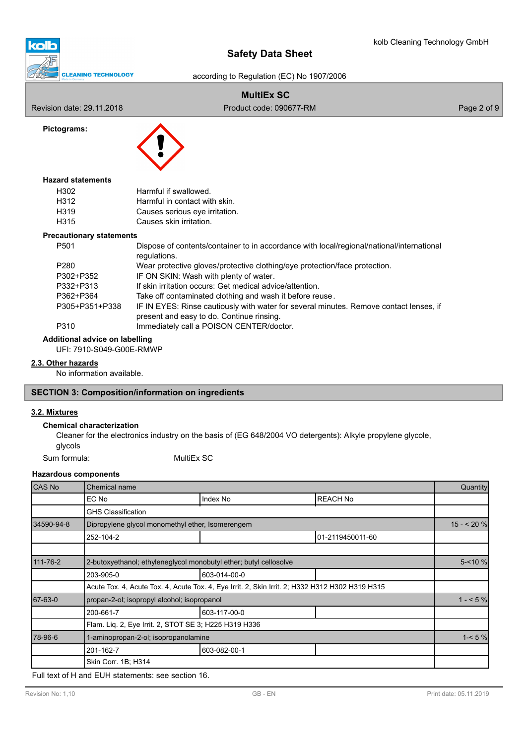**Pictograms:**

**Hazard statements**

| | |
|---|---|
| H302 | Harmful if swallowed. |
| H312 | Harmful in contact with skin. |
| H319 | Causes serious eye irritation. |
| H315 | Causes skin irritation. |

**Precautionary statements**

| | |
|---|---|
| P501 | Dispose of contents/container to in accordance with local/regional/national/international regulations. |
| P280 | Wear protective gloves/protective clothing/eye protection/face protection. |
| P302+P352 | IF ON SKIN: Wash with plenty of water. |
| P332+P313 | If skin irritation occurs: Get medical advice/attention. |
| P362+P364 | Take off contaminated clothing and wash it before reuse. |
| P305+P351+P338 | IF IN EYES: Rinse cautiously with water for several minutes. Remove contact lenses, if present and easy to do. Continue rinsing. |
| P310 | Immediately call a POISON CENTER/doctor. |

**Additional advice on labelling**

UFI: 7910-S049-G00E-RMWP

## 2.3. Other hazards

No information available.

## SECTION 3: Composition/information on ingredients

### 3.2. Mixtures

**Chemical characterization**

Cleaner for the electronics industry on the basis of (EG 648/2004 VO detergents): Alkyle propylene glycole, glycols

Sum formula: MultiEx SC

**Hazardous components**

| CAS No | Chemical name | | | Quantity |
|---|---|---|---|---|
| | EC No | Index No | REACH No | |
| | GHS Classification | | | |
| 34590-94-8 | Dipropylene glycol monomethyl ether, Isomerengem | | | 15 - < 20 % |
| | 252-104-2 | | 01-2119450011-60 | |
| | | | | |
| 111-76-2 | 2-butoxyethanol; ethyleneglycol monobutyl ether; butyl cellosolve | | | 5-<10 % |
| | 203-905-0 | 603-014-00-0 | | |
| | Acute Tox. 4, Acute Tox. 4, Acute Tox. 4, Eye Irrit. 2, Skin Irrit. 2; H332 H312 H302 H319 H315 | | | |
| 67-63-0 | propan-2-ol; isopropyl alcohol; isopropanol | | | 1 - < 5 % |
| | 200-661-7 | 603-117-00-0 | | |
| | Flam. Liq. 2, Eye Irrit. 2, STOT SE 3; H225 H319 H336 | | | |
| 78-96-6 | 1-aminopropan-2-ol; isopropanolamine | | | 1-< 5 % |
| | 201-162-7 | 603-082-00-1 | | |
| | Skin Corr. 1B; H314 | | | |

Full text of H and EUH statements: see section 16.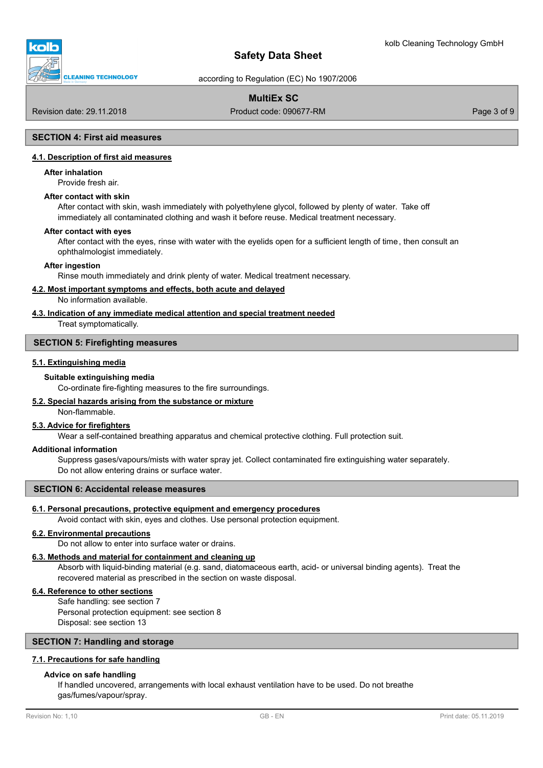## SECTION 4: First aid measures

### 4.1. Description of first aid measures

**After inhalation**

Provide fresh air.

**After contact with skin**

After contact with skin, wash immediately with polyethylene glycol, followed by plenty of water. Take off immediately all contaminated clothing and wash it before reuse. Medical treatment necessary.

**After contact with eyes**

After contact with the eyes, rinse with water with the eyelids open for a sufficient length of time, then consult an ophthalmologist immediately.

**After ingestion**

Rinse mouth immediately and drink plenty of water. Medical treatment necessary.

### 4.2. Most important symptoms and effects, both acute and delayed

No information available.

### 4.3. Indication of any immediate medical attention and special treatment needed

Treat symptomatically.

## SECTION 5: Firefighting measures

### 5.1. Extinguishing media

**Suitable extinguishing media**

Co-ordinate fire-fighting measures to the fire surroundings.

### 5.2. Special hazards arising from the substance or mixture

Non-flammable.

### 5.3. Advice for firefighters

Wear a self-contained breathing apparatus and chemical protective clothing. Full protection suit.

**Additional information**

Suppress gases/vapours/mists with water spray jet. Collect contaminated fire extinguishing water separately. Do not allow entering drains or surface water.

## SECTION 6: Accidental release measures

### 6.1. Personal precautions, protective equipment and emergency procedures

Avoid contact with skin, eyes and clothes. Use personal protection equipment.

### 6.2. Environmental precautions

Do not allow to enter into surface water or drains.

### 6.3. Methods and material for containment and cleaning up

Absorb with liquid-binding material (e.g. sand, diatomaceous earth, acid- or universal binding agents). Treat the recovered material as prescribed in the section on waste disposal.

### 6.4. Reference to other sections

Safe handling: see section 7
Personal protection equipment: see section 8
Disposal: see section 13

## SECTION 7: Handling and storage

### 7.1. Precautions for safe handling

**Advice on safe handling**

If handled uncovered, arrangements with local exhaust ventilation have to be used. Do not breathe gas/fumes/vapour/spray.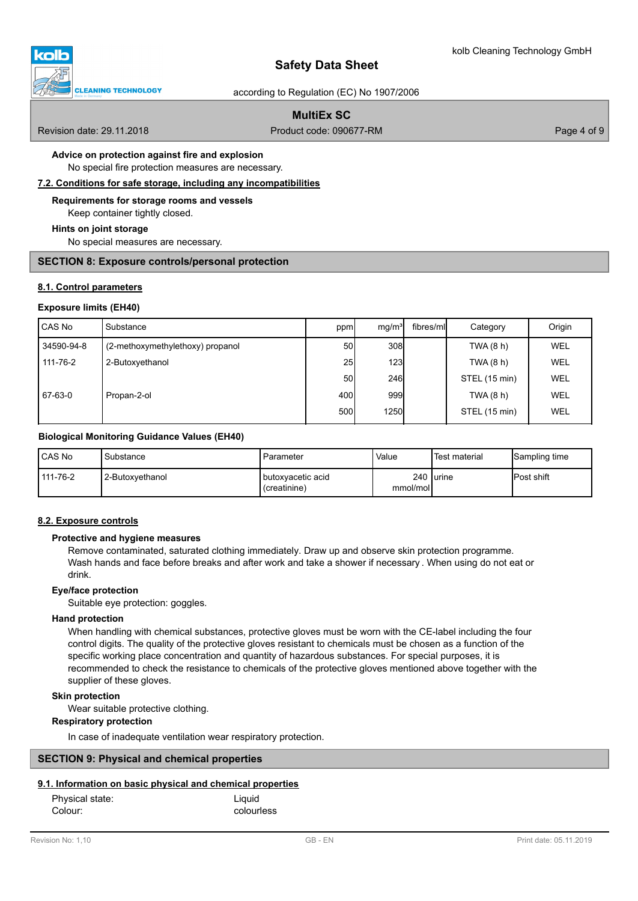**Advice on protection against fire and explosion**

No special fire protection measures are necessary.

**7.2. Conditions for safe storage, including any incompatibilities**

**Requirements for storage rooms and vessels**

Keep container tightly closed.

**Hints on joint storage**

No special measures are necessary.

## SECTION 8: Exposure controls/personal protection

**8.1. Control parameters**

**Exposure limits (EH40)**

| CAS No | Substance | ppm | mg/m³ | fibres/ml | Category | Origin |
|---|---|---|---|---|---|---|
| 34590-94-8 | (2-methoxymethylethoxy) propanol | 50 | 308 | | TWA (8 h) | WEL |
| 111-76-2 | 2-Butoxyethanol | 25 | 123 | | TWA (8 h) | WEL |
| | | 50 | 246 | | STEL (15 min) | WEL |
| 67-63-0 | Propan-2-ol | 400 | 999 | | TWA (8 h) | WEL |
| | | 500 | 1250 | | STEL (15 min) | WEL |

**Biological Monitoring Guidance Values (EH40)**

| CAS No | Substance | Parameter | Value | Test material | Sampling time |
|---|---|---|---|---|---|
| 111-76-2 | 2-Butoxyethanol | butoxyacetic acid (creatinine) | 240 mmol/mol | urine | Post shift |

**8.2. Exposure controls**

**Protective and hygiene measures**

Remove contaminated, saturated clothing immediately. Draw up and observe skin protection programme. Wash hands and face before breaks and after work and take a shower if necessary . When using do not eat or drink.

**Eye/face protection**

Suitable eye protection: goggles.

**Hand protection**

When handling with chemical substances, protective gloves must be worn with the CE-label including the four control digits. The quality of the protective gloves resistant to chemicals must be chosen as a function of the specific working place concentration and quantity of hazardous substances. For special purposes, it is recommended to check the resistance to chemicals of the protective gloves mentioned above together with the supplier of these gloves.

**Skin protection**

Wear suitable protective clothing.

**Respiratory protection**

In case of inadequate ventilation wear respiratory protection.

## SECTION 9: Physical and chemical properties

**9.1. Information on basic physical and chemical properties**

Physical state: Liquid

Colour: colourless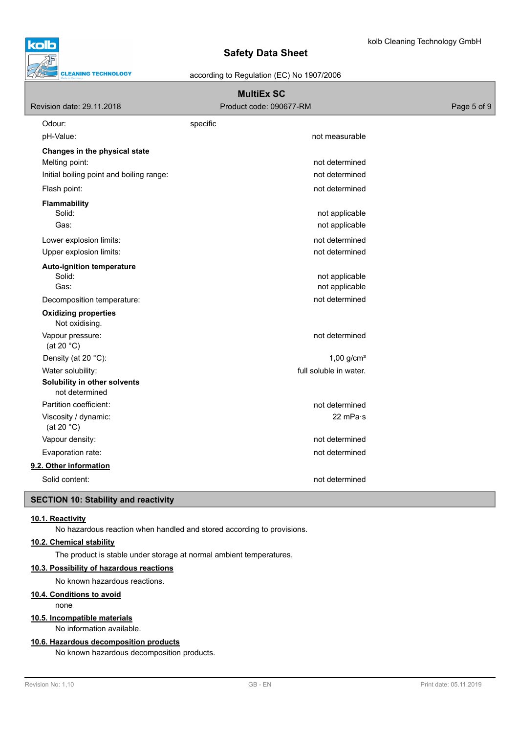| | |
|---|---|
| Odour: | specific |
| pH-Value: | not measurable |

**Changes in the physical state**

| | |
|---|---|
| Melting point: | not determined |
| Initial boiling point and boiling range: | not determined |
| Flash point: | not determined |

**Flammability**

| | |
|---|---|
| Solid: | not applicable |
| Gas: | not applicable |
| Lower explosion limits: | not determined |
| Upper explosion limits: | not determined |

**Auto-ignition temperature**

| | |
|---|---|
| Solid: | not applicable |
| Gas: | not applicable |
| Decomposition temperature: | not determined |

**Oxidizing properties**

Not oxidising.

| | |
|---|---|
| Vapour pressure: (at 20 °C) | not determined |
| Density (at 20 °C): | 1,00 g/cm³ |
| Water solubility: | full soluble in water. |

**Solubility in other solvents**

not determined

| | |
|---|---|
| Partition coefficient: | not determined |
| Viscosity / dynamic: (at 20 °C) | 22 mPa·s |
| Vapour density: | not determined |
| Evaporation rate: | not determined |

### 9.2. Other information

| | |
|---|---|
| Solid content: | not determined |

## SECTION 10: Stability and reactivity

### 10.1. Reactivity

No hazardous reaction when handled and stored according to provisions.

### 10.2. Chemical stability

The product is stable under storage at normal ambient temperatures.

### 10.3. Possibility of hazardous reactions

No known hazardous reactions.

### 10.4. Conditions to avoid

none

### 10.5. Incompatible materials

No information available.

### 10.6. Hazardous decomposition products

No known hazardous decomposition products.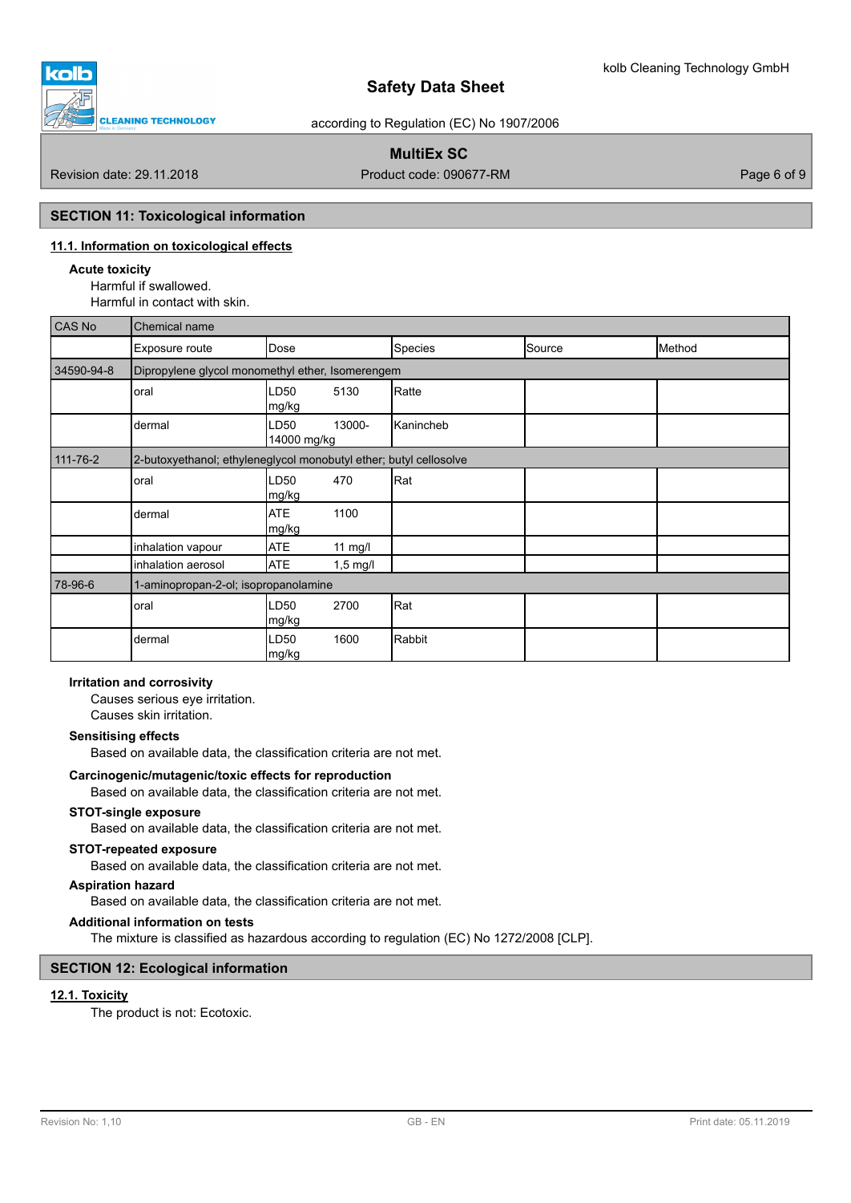## SECTION 11: Toxicological information

### 11.1. Information on toxicological effects

**Acute toxicity**

Harmful if swallowed.
Harmful in contact with skin.

| CAS No | Chemical name | | | | |
|---|---|---|---|---|---|
| | Exposure route | Dose | Species | Source | Method |
| 34590-94-8 | Dipropylene glycol monomethyl ether, Isomerengem | | | | |
| | oral | LD50 5130 mg/kg | Ratte | | |
| | dermal | LD50 13000-14000 mg/kg | Kanincheb | | |
| 111-76-2 | 2-butoxyethanol; ethyleneglycol monobutyl ether; butyl cellosolve | | | | |
| | oral | LD50 470 mg/kg | Rat | | |
| | dermal | ATE 1100 mg/kg | | | |
| | inhalation vapour | ATE 11 mg/l | | | |
| | inhalation aerosol | ATE 1,5 mg/l | | | |
| 78-96-6 | 1-aminopropan-2-ol; isopropanolamine | | | | |
| | oral | LD50 2700 mg/kg | Rat | | |
| | dermal | LD50 1600 mg/kg | Rabbit | | |

**Irritation and corrosivity**

Causes serious eye irritation.
Causes skin irritation.

**Sensitising effects**

Based on available data, the classification criteria are not met.

**Carcinogenic/mutagenic/toxic effects for reproduction**

Based on available data, the classification criteria are not met.

**STOT-single exposure**

Based on available data, the classification criteria are not met.

**STOT-repeated exposure**

Based on available data, the classification criteria are not met.

**Aspiration hazard**

Based on available data, the classification criteria are not met.

**Additional information on tests**

The mixture is classified as hazardous according to regulation (EC) No 1272/2008 [CLP].

## SECTION 12: Ecological information

### 12.1. Toxicity

The product is not: Ecotoxic.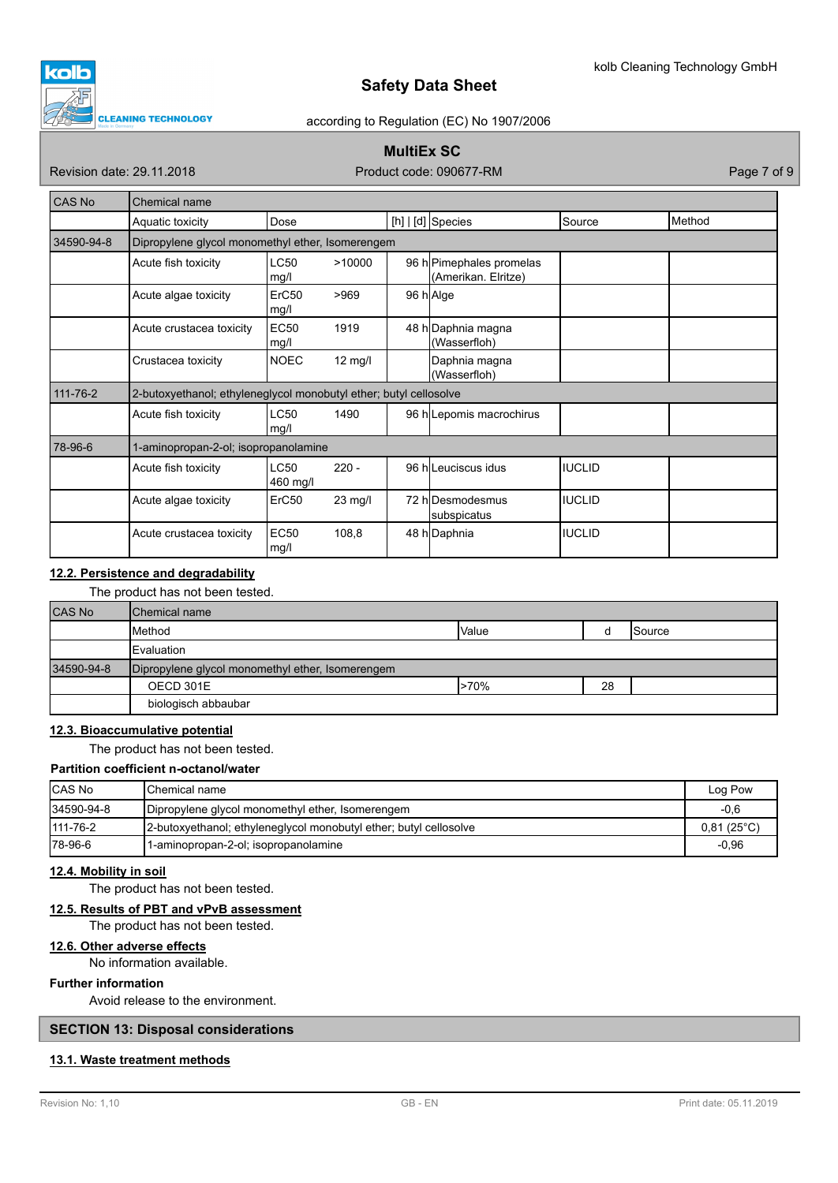| CAS No | Chemical name | | | | | |
|---|---|---|---|---|---|---|
| | Aquatic toxicity | Dose | [h] \| [d] | Species | Source | Method |
| 34590-94-8 | Dipropylene glycol monomethyl ether, Isomerengem | | | | | |
| | Acute fish toxicity | LC50 >10000 mg/l | 96 h | Pimephales promelas (Amerikan. Elritze) | | |
| | Acute algae toxicity | ErC50 >969 mg/l | 96 h | Alge | | |
| | Acute crustacea toxicity | EC50 1919 mg/l | 48 h | Daphnia magna (Wasserfloh) | | |
| | Crustacea toxicity | NOEC 12 mg/l | | Daphnia magna (Wasserfloh) | | |
| 111-76-2 | 2-butoxyethanol; ethyleneglycol monobutyl ether; butyl cellosolve | | | | | |
| | Acute fish toxicity | LC50 1490 mg/l | 96 h | Lepomis macrochirus | | |
| 78-96-6 | 1-aminopropan-2-ol; isopropanolamine | | | | | |
| | Acute fish toxicity | LC50 220 - 460 mg/l | 96 h | Leuciscus idus | IUCLID | |
| | Acute algae toxicity | ErC50 23 mg/l | 72 h | Desmodesmus subspicatus | IUCLID | |
| | Acute crustacea toxicity | EC50 108,8 mg/l | 48 h | Daphnia | IUCLID | |

## 12.2. Persistence and degradability

The product has not been tested.

| CAS No | Chemical name | | | |
|---|---|---|---|---|
| | Method | Value | d | Source |
| | Evaluation | | | |
| 34590-94-8 | Dipropylene glycol monomethyl ether, Isomerengem | | | |
| | OECD 301E | >70% | 28 | |
| | biologisch abbaubar | | | |

## 12.3. Bioaccumulative potential

The product has not been tested.

**Partition coefficient n-octanol/water**

| CAS No | Chemical name | Log Pow |
|---|---|---|
| 34590-94-8 | Dipropylene glycol monomethyl ether, Isomerengem | -0,6 |
| 111-76-2 | 2-butoxyethanol; ethyleneglycol monobutyl ether; butyl cellosolve | 0,81 (25°C) |
| 78-96-6 | 1-aminopropan-2-ol; isopropanolamine | -0,96 |

## 12.4. Mobility in soil

The product has not been tested.

## 12.5. Results of PBT and vPvB assessment

The product has not been tested.

## 12.6. Other adverse effects

No information available.

**Further information**

Avoid release to the environment.

# SECTION 13: Disposal considerations

## 13.1. Waste treatment methods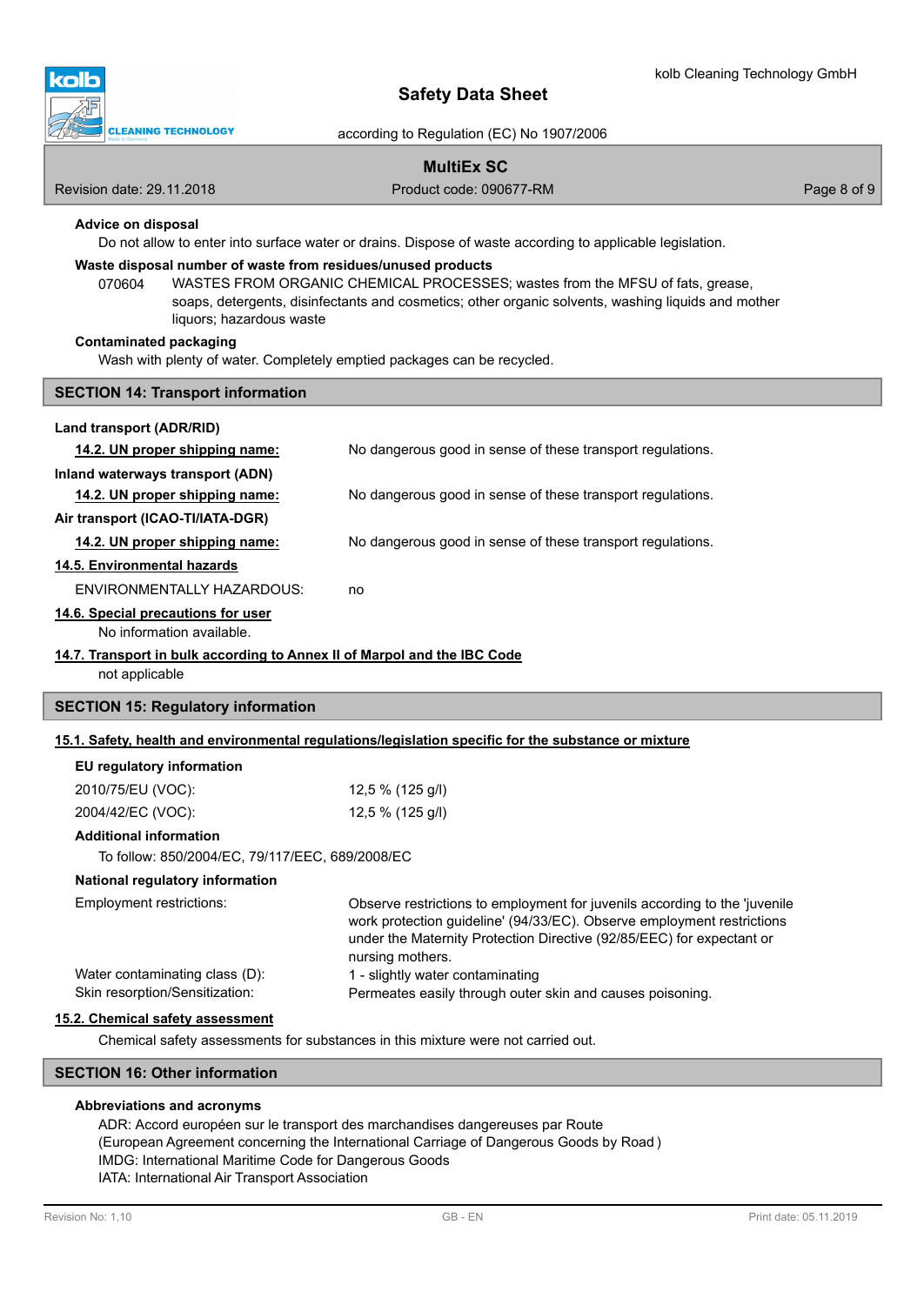### Advice on disposal

Do not allow to enter into surface water or drains. Dispose of waste according to applicable legislation.

### Waste disposal number of waste from residues/unused products

070604 WASTES FROM ORGANIC CHEMICAL PROCESSES; wastes from the MFSU of fats, grease, soaps, detergents, disinfectants and cosmetics; other organic solvents, washing liquids and mother liquors; hazardous waste

### Contaminated packaging

Wash with plenty of water. Completely emptied packages can be recycled.

## SECTION 14: Transport information

**Land transport (ADR/RID)**

| | |
|---|---|
| **14.2. UN proper shipping name:** | No dangerous good in sense of these transport regulations. |

**Inland waterways transport (ADN)**

| | |
|---|---|
| **14.2. UN proper shipping name:** | No dangerous good in sense of these transport regulations. |

**Air transport (ICAO-TI/IATA-DGR)**

| | |
|---|---|
| **14.2. UN proper shipping name:** | No dangerous good in sense of these transport regulations. |

**14.5. Environmental hazards**

| | |
|---|---|
| ENVIRONMENTALLY HAZARDOUS: | no |

**14.6. Special precautions for user**

No information available.

**14.7. Transport in bulk according to Annex II of Marpol and the IBC Code**

not applicable

## SECTION 15: Regulatory information

**15.1. Safety, health and environmental regulations/legislation specific for the substance or mixture**

### EU regulatory information

| | |
|---|---|
| 2010/75/EU (VOC): | 12,5 % (125 g/l) |
| 2004/42/EC (VOC): | 12,5 % (125 g/l) |

### Additional information

To follow: 850/2004/EC, 79/117/EEC, 689/2008/EC

### National regulatory information

| | |
|---|---|
| Employment restrictions: | Observe restrictions to employment for juvenils according to the 'juvenile work protection guideline' (94/33/EC). Observe employment restrictions under the Maternity Protection Directive (92/85/EEC) for expectant or nursing mothers. |
| Water contaminating class (D): | 1 - slightly water contaminating |
| Skin resorption/Sensitization: | Permeates easily through outer skin and causes poisoning. |

**15.2. Chemical safety assessment**

Chemical safety assessments for substances in this mixture were not carried out.

## SECTION 16: Other information

### Abbreviations and acronyms

ADR: Accord européen sur le transport des marchandises dangereuses par Route
(European Agreement concerning the International Carriage of Dangerous Goods by Road )
IMDG: International Maritime Code for Dangerous Goods
IATA: International Air Transport Association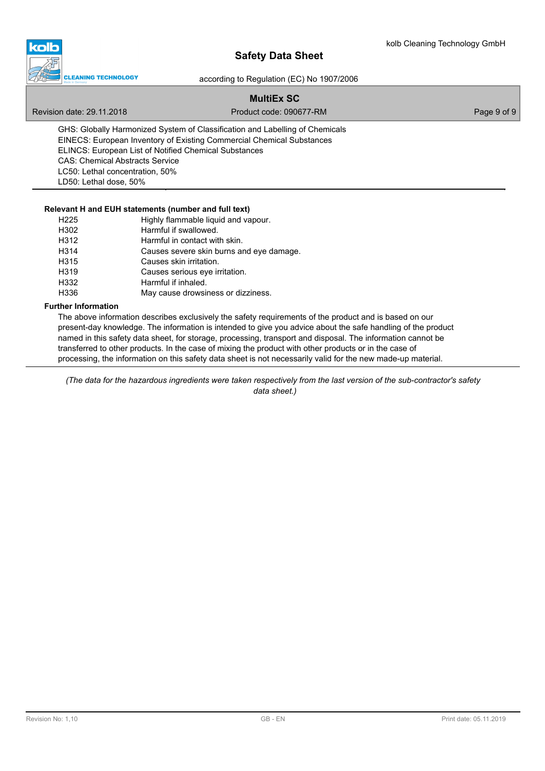GHS: Globally Harmonized System of Classification and Labelling of Chemicals
EINECS: European Inventory of Existing Commercial Chemical Substances
ELINCS: European List of Notified Chemical Substances
CAS: Chemical Abstracts Service
LC50: Lethal concentration, 50%
LD50: Lethal dose, 50%

**Relevant H and EUH statements (number and full text)**

| | |
|---|---|
| H225 | Highly flammable liquid and vapour. |
| H302 | Harmful if swallowed. |
| H312 | Harmful in contact with skin. |
| H314 | Causes severe skin burns and eye damage. |
| H315 | Causes skin irritation. |
| H319 | Causes serious eye irritation. |
| H332 | Harmful if inhaled. |
| H336 | May cause drowsiness or dizziness. |

**Further Information**

The above information describes exclusively the safety requirements of the product and is based on our present-day knowledge. The information is intended to give you advice about the safe handling of the product named in this safety data sheet, for storage, processing, transport and disposal. The information cannot be transferred to other products. In the case of mixing the product with other products or in the case of processing, the information on this safety data sheet is not necessarily valid for the new made-up material.

*(The data for the hazardous ingredients were taken respectively from the last version of the sub-contractor's safety data sheet.)*